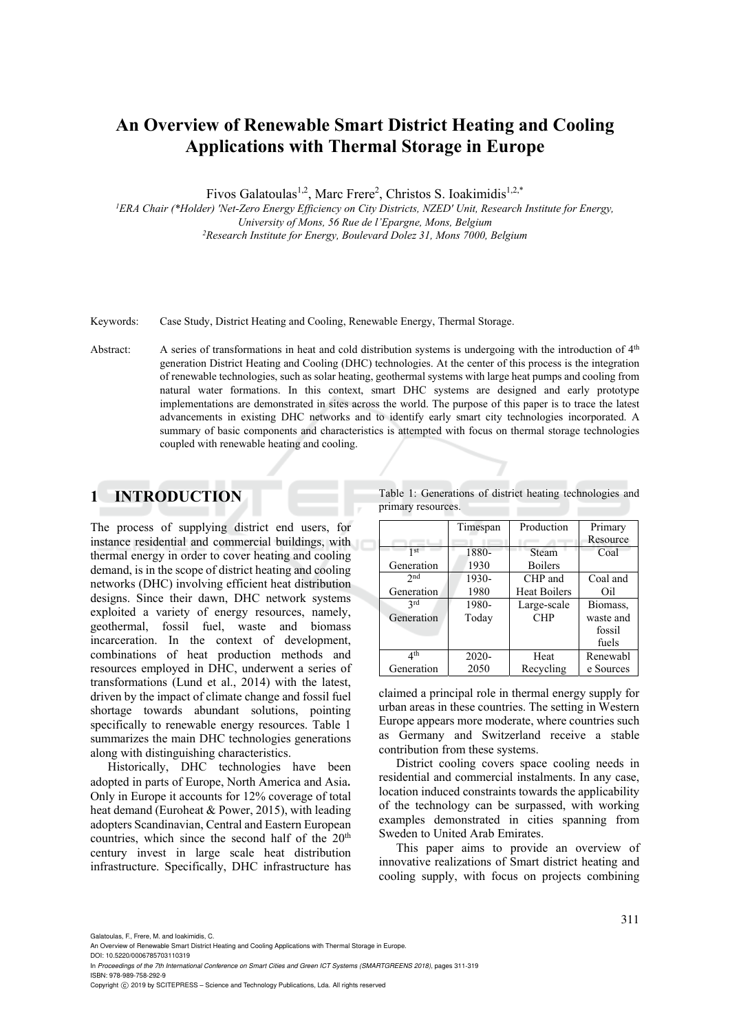# An Overview of Renewable Smart District Heating and Cooling Applications with Thermal Storage in Europe

Fivos Galatoulas[1,2], Marc Frere[2], Christos S. Ioakimidis[1,2,*]

[1]ERA Chair (*Holder) 'Net-Zero Energy Efficiency on City Districts, NZED' Unit, Research Institute for Energy, University of Mons, 56 Rue de l'Epargne, Mons, Belgium

[2]Research Institute for Energy, Boulevard Dolez 31, Mons 7000, Belgium

Keywords: Case Study, District Heating and Cooling, Renewable Energy, Thermal Storage.

Abstract: A series of transformations in heat and cold distribution systems is undergoing with the introduction of 4th generation District Heating and Cooling (DHC) technologies. At the center of this process is the integration of renewable technologies, such as solar heating, geothermal systems with large heat pumps and cooling from natural water formations. In this context, smart DHC systems are designed and early prototype implementations are demonstrated in sites across the world. The purpose of this paper is to trace the latest advancements in existing DHC networks and to identify early smart city technologies incorporated. A summary of basic components and characteristics is attempted with focus on thermal storage technologies coupled with renewable heating and cooling.

## 1 INTRODUCTION

The process of supplying district end users, for instance residential and commercial buildings, with thermal energy in order to cover heating and cooling demand, is in the scope of district heating and cooling networks (DHC) involving efficient heat distribution designs. Since their dawn, DHC network systems exploited a variety of energy resources, namely, geothermal, fossil fuel, waste and biomass incarceration. In the context of development, combinations of heat production methods and resources employed in DHC, underwent a series of transformations (Lund et al., 2014) with the latest, driven by the impact of climate change and fossil fuel shortage towards abundant solutions, pointing specifically to renewable energy resources. Table 1 summarizes the main DHC technologies generations along with distinguishing characteristics.

Historically, DHC technologies have been adopted in parts of Europe, North America and Asia**.** Only in Europe it accounts for 12% coverage of total heat demand (Euroheat & Power, 2015), with leading adopters Scandinavian, Central and Eastern European countries, which since the second half of the 20th century invest in large scale heat distribution infrastructure. Specifically, DHC infrastructure has claimed a principal role in thermal energy supply for urban areas in these countries. The setting in Western Europe appears more moderate, where countries such as Germany and Switzerland receive a stable contribution from these systems.

Table 1: Generations of district heating technologies and primary resources.

| | Timespan | Production | Primary Resource |
|---|---|---|---|
| 1st Generation | 1880-1930 | Steam Boilers | Coal |
| 2nd Generation | 1930-1980 | CHP and Heat Boilers | Coal and Oil |
| 3rd Generation | 1980-Today | Large-scale CHP | Biomass, waste and fossil fuels |
| 4th Generation | 2020-2050 | Heat Recycling | Renewable Sources |

District cooling covers space cooling needs in residential and commercial instalments. In any case, location induced constraints towards the applicability of the technology can be surpassed, with working examples demonstrated in cities spanning from Sweden to United Arab Emirates.

This paper aims to provide an overview of innovative realizations of Smart district heating and cooling supply, with focus on projects combining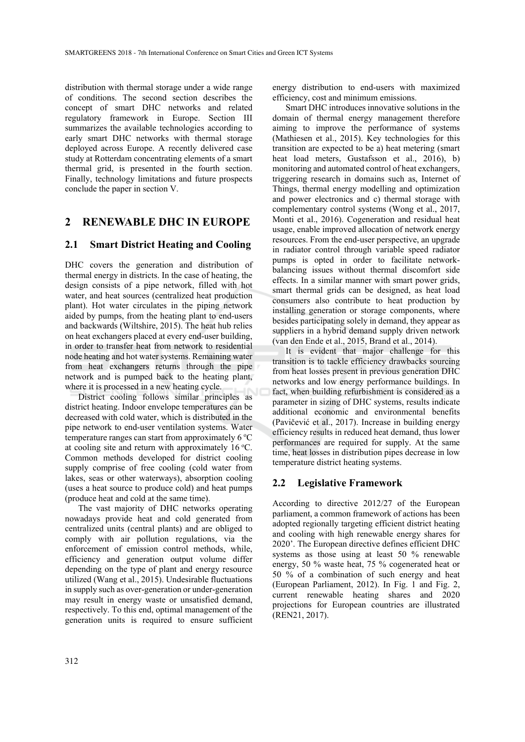distribution with thermal storage under a wide range of conditions. The second section describes the concept of smart DHC networks and related regulatory framework in Europe. Section III summarizes the available technologies according to early smart DHC networks with thermal storage deployed across Europe. A recently delivered case study at Rotterdam concentrating elements of a smart thermal grid, is presented in the fourth section. Finally, technology limitations and future prospects conclude the paper in section V.

## 2 RENEWABLE DHC IN EUROPE

### 2.1 Smart District Heating and Cooling

DHC covers the generation and distribution of thermal energy in districts. In the case of heating, the design consists of a pipe network, filled with hot water, and heat sources (centralized heat production plant). Hot water circulates in the piping network aided by pumps, from the heating plant to end-users and backwards (Wiltshire, 2015). The heat hub relies on heat exchangers placed at every end-user building, in order to transfer heat from network to residential node heating and hot water systems. Remaining water from heat exchangers returns through the pipe network and is pumped back to the heating plant, where it is processed in a new heating cycle.

District cooling follows similar principles as district heating. Indoor envelope temperatures can be decreased with cold water, which is distributed in the pipe network to end-user ventilation systems. Water temperature ranges can start from approximately 6 $^{o}$C at cooling site and return with approximately 16 $^{o}$C. Common methods developed for district cooling supply comprise of free cooling (cold water from lakes, seas or other waterways), absorption cooling (uses a heat source to produce cold) and heat pumps (produce heat and cold at the same time).

The vast majority of DHC networks operating nowadays provide heat and cold generated from centralized units (central plants) and are obliged to comply with air pollution regulations, via the enforcement of emission control methods, while, efficiency and generation output volume differ depending on the type of plant and energy resource utilized (Wang et al., 2015). Undesirable fluctuations in supply such as over-generation or under-generation may result in energy waste or unsatisfied demand, respectively. To this end, optimal management of the generation units is required to ensure sufficient energy distribution to end-users with maximized efficiency, cost and minimum emissions.

Smart DHC introduces innovative solutions in the domain of thermal energy management therefore aiming to improve the performance of systems (Mathiesen et al., 2015). Key technologies for this transition are expected to be a) heat metering (smart heat load meters, Gustafsson et al., 2016), b) monitoring and automated control of heat exchangers, triggering research in domains such as, Internet of Things, thermal energy modelling and optimization and power electronics and c) thermal storage with complementary control systems (Wong et al., 2017, Monti et al., 2016). Cogeneration and residual heat usage, enable improved allocation of network energy resources. From the end-user perspective, an upgrade in radiator control through variable speed radiator pumps is opted in order to facilitate network-balancing issues without thermal discomfort side effects. In a similar manner with smart power grids, smart thermal grids can be designed, as heat load consumers also contribute to heat production by installing generation or storage components, where besides participating solely in demand, they appear as suppliers in a hybrid demand supply driven network (van den Ende et al., 2015, Brand et al., 2014).

It is evident that major challenge for this transition is to tackle efficiency drawbacks sourcing from heat losses present in previous generation DHC networks and low energy performance buildings. In fact, when building refurbishment is considered as a parameter in sizing of DHC systems, results indicate additional economic and environmental benefits (Pavičević et al., 2017). Increase in building energy efficiency results in reduced heat demand, thus lower performances are required for supply. At the same time, heat losses in distribution pipes decrease in low temperature district heating systems.

### 2.2 Legislative Framework

According to directive 2012/27 of the European parliament, a common framework of actions has been adopted regionally targeting efficient district heating and cooling with high renewable energy shares for 2020'. The European directive defines efficient DHC systems as those using at least 50 % renewable energy, 50 % waste heat, 75 % cogenerated heat or 50 % of a combination of such energy and heat (European Parliament, 2012). In Fig. 1 and Fig. 2, current renewable heating shares and 2020 projections for European countries are illustrated (REN21, 2017).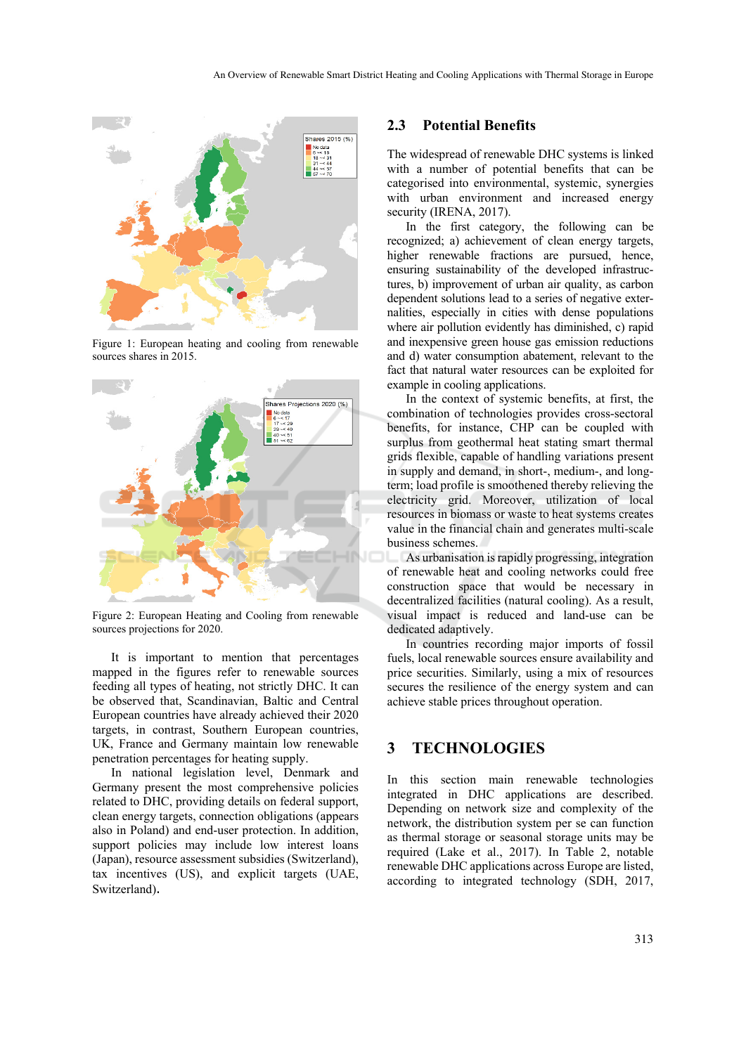Figure 1: European heating and cooling from renewable sources shares in 2015.

Figure 2: European Heating and Cooling from renewable sources projections for 2020.

It is important to mention that percentages mapped in the figures refer to renewable sources feeding all types of heating, not strictly DHC. It can be observed that, Scandinavian, Baltic and Central European countries have already achieved their 2020 targets, in contrast, Southern European countries, UK, France and Germany maintain low renewable penetration percentages for heating supply.

In national legislation level, Denmark and Germany present the most comprehensive policies related to DHC, providing details on federal support, clean energy targets, connection obligations (appears also in Poland) and end-user protection. In addition, support policies may include low interest loans (Japan), resource assessment subsidies (Switzerland), tax incentives (US), and explicit targets (UAE, Switzerland).

### 2.3 Potential Benefits

The widespread of renewable DHC systems is linked with a number of potential benefits that can be categorised into environmental, systemic, synergies with urban environment and increased energy security (IRENA, 2017).

In the first category, the following can be recognized; a) achievement of clean energy targets, higher renewable fractions are pursued, hence, ensuring sustainability of the developed infrastructures, b) improvement of urban air quality, as carbon dependent solutions lead to a series of negative externalities, especially in cities with dense populations where air pollution evidently has diminished, c) rapid and inexpensive green house gas emission reductions and d) water consumption abatement, relevant to the fact that natural water resources can be exploited for example in cooling applications.

In the context of systemic benefits, at first, the combination of technologies provides cross-sectoral benefits, for instance, CHP can be coupled with surplus from geothermal heat stating smart thermal grids flexible, capable of handling variations present in supply and demand, in short-, medium-, and long-term; load profile is smoothened thereby relieving the electricity grid. Moreover, utilization of local resources in biomass or waste to heat systems creates value in the financial chain and generates multi-scale business schemes.

As urbanisation is rapidly progressing, integration of renewable heat and cooling networks could free construction space that would be necessary in decentralized facilities (natural cooling). As a result, visual impact is reduced and land-use can be dedicated adaptively.

In countries recording major imports of fossil fuels, local renewable sources ensure availability and price securities. Similarly, using a mix of resources secures the resilience of the energy system and can achieve stable prices throughout operation.

## 3 TECHNOLOGIES

In this section main renewable technologies integrated in DHC applications are described. Depending on network size and complexity of the network, the distribution system per se can function as thermal storage or seasonal storage units may be required (Lake et al., 2017). In Table 2, notable renewable DHC applications across Europe are listed, according to integrated technology (SDH, 2017,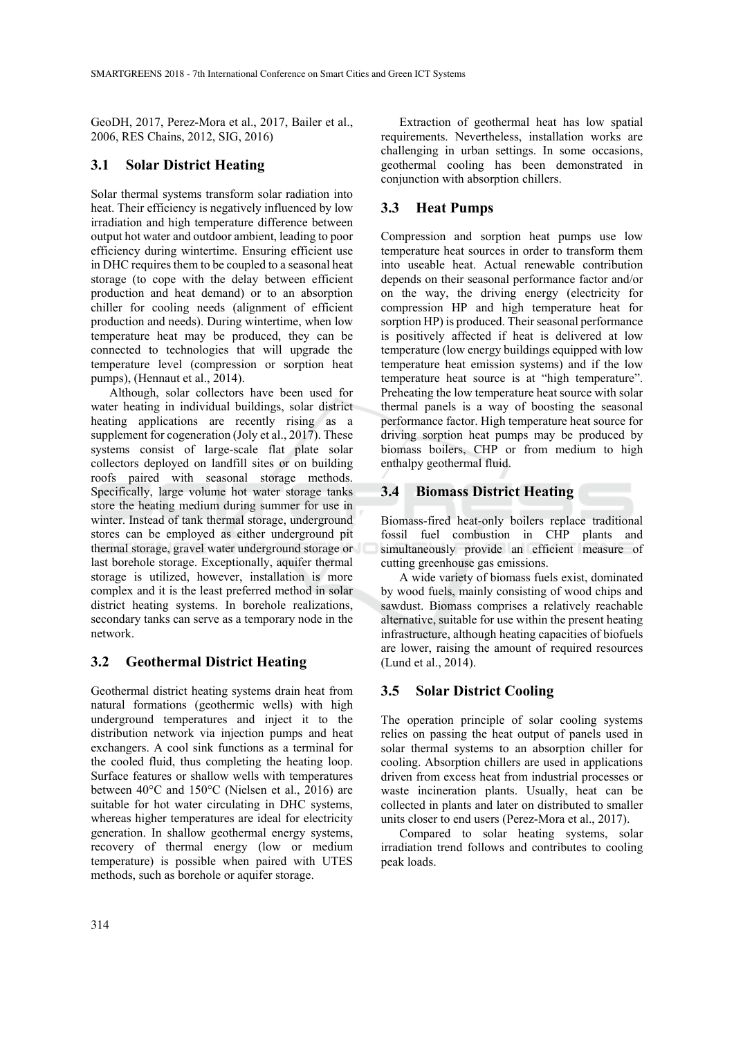GeoDH, 2017, Perez-Mora et al., 2017, Bailer et al., 2006, RES Chains, 2012, SIG, 2016)

### 3.1 Solar District Heating

Solar thermal systems transform solar radiation into heat. Their efficiency is negatively influenced by low irradiation and high temperature difference between output hot water and outdoor ambient, leading to poor efficiency during wintertime. Ensuring efficient use in DHC requires them to be coupled to a seasonal heat storage (to cope with the delay between efficient production and heat demand) or to an absorption chiller for cooling needs (alignment of efficient production and needs). During wintertime, when low temperature heat may be produced, they can be connected to technologies that will upgrade the temperature level (compression or sorption heat pumps), (Hennaut et al., 2014).

Although, solar collectors have been used for water heating in individual buildings, solar district heating applications are recently rising as a supplement for cogeneration (Joly et al., 2017). These systems consist of large-scale flat plate solar collectors deployed on landfill sites or on building roofs paired with seasonal storage methods. Specifically, large volume hot water storage tanks store the heating medium during summer for use in winter. Instead of tank thermal storage, underground stores can be employed as either underground pit thermal storage, gravel water underground storage or last borehole storage. Exceptionally, aquifer thermal storage is utilized, however, installation is more complex and it is the least preferred method in solar district heating systems. In borehole realizations, secondary tanks can serve as a temporary node in the network.

### 3.2 Geothermal District Heating

Geothermal district heating systems drain heat from natural formations (geothermic wells) with high underground temperatures and inject it to the distribution network via injection pumps and heat exchangers. A cool sink functions as a terminal for the cooled fluid, thus completing the heating loop. Surface features or shallow wells with temperatures between 40°C and 150°C (Nielsen et al., 2016) are suitable for hot water circulating in DHC systems, whereas higher temperatures are ideal for electricity generation. In shallow geothermal energy systems, recovery of thermal energy (low or medium temperature) is possible when paired with UTES methods, such as borehole or aquifer storage.

Extraction of geothermal heat has low spatial requirements. Nevertheless, installation works are challenging in urban settings. In some occasions, geothermal cooling has been demonstrated in conjunction with absorption chillers.

### 3.3 Heat Pumps

Compression and sorption heat pumps use low temperature heat sources in order to transform them into useable heat. Actual renewable contribution depends on their seasonal performance factor and/or on the way, the driving energy (electricity for compression HP and high temperature heat for sorption HP) is produced. Their seasonal performance is positively affected if heat is delivered at low temperature (low energy buildings equipped with low temperature heat emission systems) and if the low temperature heat source is at "high temperature". Preheating the low temperature heat source with solar thermal panels is a way of boosting the seasonal performance factor. High temperature heat source for driving sorption heat pumps may be produced by biomass boilers, CHP or from medium to high enthalpy geothermal fluid.

### 3.4 Biomass District Heating

Biomass-fired heat-only boilers replace traditional fossil fuel combustion in CHP plants and simultaneously provide an efficient measure of cutting greenhouse gas emissions.

A wide variety of biomass fuels exist, dominated by wood fuels, mainly consisting of wood chips and sawdust. Biomass comprises a relatively reachable alternative, suitable for use within the present heating infrastructure, although heating capacities of biofuels are lower, raising the amount of required resources (Lund et al., 2014).

### 3.5 Solar District Cooling

The operation principle of solar cooling systems relies on passing the heat output of panels used in solar thermal systems to an absorption chiller for cooling. Absorption chillers are used in applications driven from excess heat from industrial processes or waste incineration plants. Usually, heat can be collected in plants and later on distributed to smaller units closer to end users (Perez-Mora et al., 2017).

Compared to solar heating systems, solar irradiation trend follows and contributes to cooling peak loads.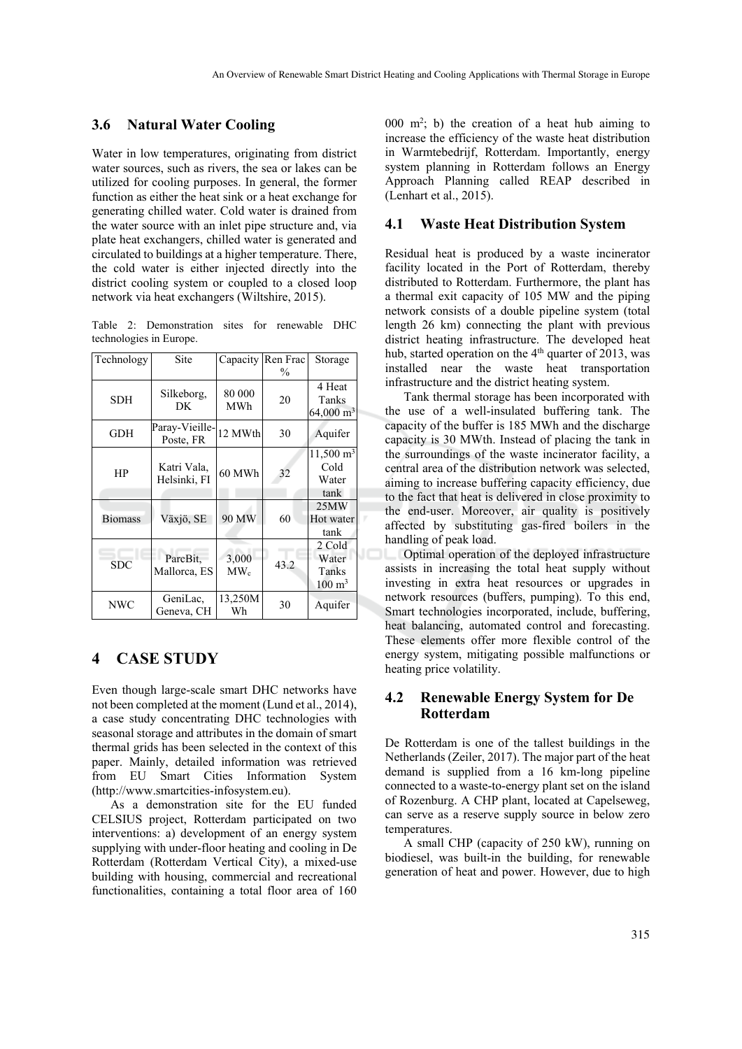### 3.6 Natural Water Cooling

Water in low temperatures, originating from district water sources, such as rivers, the sea or lakes can be utilized for cooling purposes. In general, the former function as either the heat sink or a heat exchange for generating chilled water. Cold water is drained from the water source with an inlet pipe structure and, via plate heat exchangers, chilled water is generated and circulated to buildings at a higher temperature. There, the cold water is either injected directly into the district cooling system or coupled to a closed loop network via heat exchangers (Wiltshire, 2015).

Table 2: Demonstration sites for renewable DHC technologies in Europe.

| Technology | Site | Capacity | Ren Frac % | Storage |
|---|---|---|---|---|
| SDH | Silkeborg, DK | 80 000 MWh | 20 | 4 Heat Tanks 64,000 $m^3$ |
| GDH | Paray-Vieille-Poste, FR | 12 MWth | 30 | Aquifer |
| HP | Katri Vala, Helsinki, FI | 60 MWh | 32 | 11,500 $m^3$ Cold Water tank |
| Biomass | Växjö, SE | 90 MW | 60 | 25MW Hot water tank |
| SDC | ParcBit, Mallorca, ES | 3,000 $MW_c$ | 43.2 | 2 Cold Water Tanks 100 $m^3$ |
| NWC | GeniLac, Geneva, CH | 13,250MWh | 30 | Aquifer |

## 4 CASE STUDY

Even though large-scale smart DHC networks have not been completed at the moment (Lund et al., 2014), a case study concentrating DHC technologies with seasonal storage and attributes in the domain of smart thermal grids has been selected in the context of this paper. Mainly, detailed information was retrieved from EU Smart Cities Information System (http://www.smartcities-infosystem.eu).

As a demonstration site for the EU funded CELSIUS project, Rotterdam participated on two interventions: a) development of an energy system supplying with under-floor heating and cooling in De Rotterdam (Rotterdam Vertical City), a mixed-use building with housing, commercial and recreational functionalities, containing a total floor area of 160 000 $m^2$; b) the creation of a heat hub aiming to increase the efficiency of the waste heat distribution in Warmtebedrijf, Rotterdam. Importantly, energy system planning in Rotterdam follows an Energy Approach Planning called REAP described in (Lenhart et al., 2015).

### 4.1 Waste Heat Distribution System

Residual heat is produced by a waste incinerator facility located in the Port of Rotterdam, thereby distributed to Rotterdam. Furthermore, the plant has a thermal exit capacity of 105 MW and the piping network consists of a double pipeline system (total length 26 km) connecting the plant with previous district heating infrastructure. The developed heat hub, started operation on the 4th quarter of 2013, was installed near the waste heat transportation infrastructure and the district heating system.

Tank thermal storage has been incorporated with the use of a well-insulated buffering tank. The capacity of the buffer is 185 MWh and the discharge capacity is 30 MWth. Instead of placing the tank in the surroundings of the waste incinerator facility, a central area of the distribution network was selected, aiming to increase buffering capacity efficiency, due to the fact that heat is delivered in close proximity to the end-user. Moreover, air quality is positively affected by substituting gas-fired boilers in the handling of peak load.

Optimal operation of the deployed infrastructure assists in increasing the total heat supply without investing in extra heat resources or upgrades in network resources (buffers, pumping). To this end, Smart technologies incorporated, include, buffering, heat balancing, automated control and forecasting. These elements offer more flexible control of the energy system, mitigating possible malfunctions or heating price volatility.

### 4.2 Renewable Energy System for De Rotterdam

De Rotterdam is one of the tallest buildings in the Netherlands (Zeiler, 2017). The major part of the heat demand is supplied from a 16 km-long pipeline connected to a waste-to-energy plant set on the island of Rozenburg. A CHP plant, located at Capelseweg, can serve as a reserve supply source in below zero temperatures.

A small CHP (capacity of 250 kW), running on biodiesel, was built-in the building, for renewable generation of heat and power. However, due to high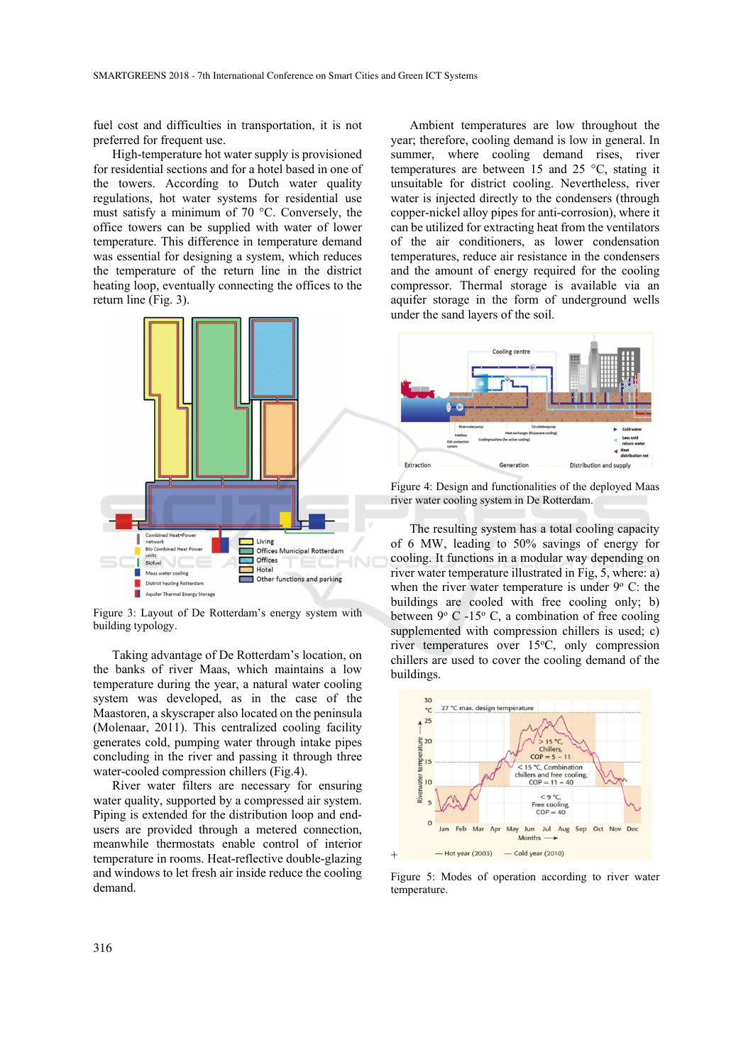fuel cost and difficulties in transportation, it is not preferred for frequent use.

High-temperature hot water supply is provisioned for residential sections and for a hotel based in one of the towers. According to Dutch water quality regulations, hot water systems for residential use must satisfy a minimum of 70 °C. Conversely, the office towers can be supplied with water of lower temperature. This difference in temperature demand was essential for designing a system, which reduces the temperature of the return line in the district heating loop, eventually connecting the offices to the return line (Fig. 3).

Figure 3: Layout of De Rotterdam's energy system with building typology.

Taking advantage of De Rotterdam's location, on the banks of river Maas, which maintains a low temperature during the year, a natural water cooling system was developed, as in the case of the Maastoren, a skyscraper also located on the peninsula (Molenaar, 2011). This centralized cooling facility generates cold, pumping water through intake pipes concluding in the river and passing it through three water-cooled compression chillers (Fig.4).

River water filters are necessary for ensuring water quality, supported by a compressed air system. Piping is extended for the distribution loop and end-users are provided through a metered connection, meanwhile thermostats enable control of interior temperature in rooms. Heat-reflective double-glazing and windows to let fresh air inside reduce the cooling demand.

Ambient temperatures are low throughout the year; therefore, cooling demand is low in general. In summer, where cooling demand rises, river temperatures are between 15 and 25 °C, stating it unsuitable for district cooling. Nevertheless, river water is injected directly to the condensers (through copper-nickel alloy pipes for anti-corrosion), where it can be utilized for extracting heat from the ventilators of the air conditioners, as lower condensation temperatures, reduce air resistance in the condensers and the amount of energy required for the cooling compressor. Thermal storage is available via an aquifer storage in the form of underground wells under the sand layers of the soil.

Figure 4: Design and functionalities of the deployed Maas river water cooling system in De Rotterdam.

The resulting system has a total cooling capacity of 6 MW, leading to 50% savings of energy for cooling. It functions in a modular way depending on river water temperature illustrated in Fig, 5, where: a) when the river water temperature is under 9° C: the buildings are cooled with free cooling only; b) between 9° C -15° C, a combination of free cooling supplemented with compression chillers is used; c) river temperatures over 15°C, only compression chillers are used to cover the cooling demand of the buildings.

Figure 5: Modes of operation according to river water temperature.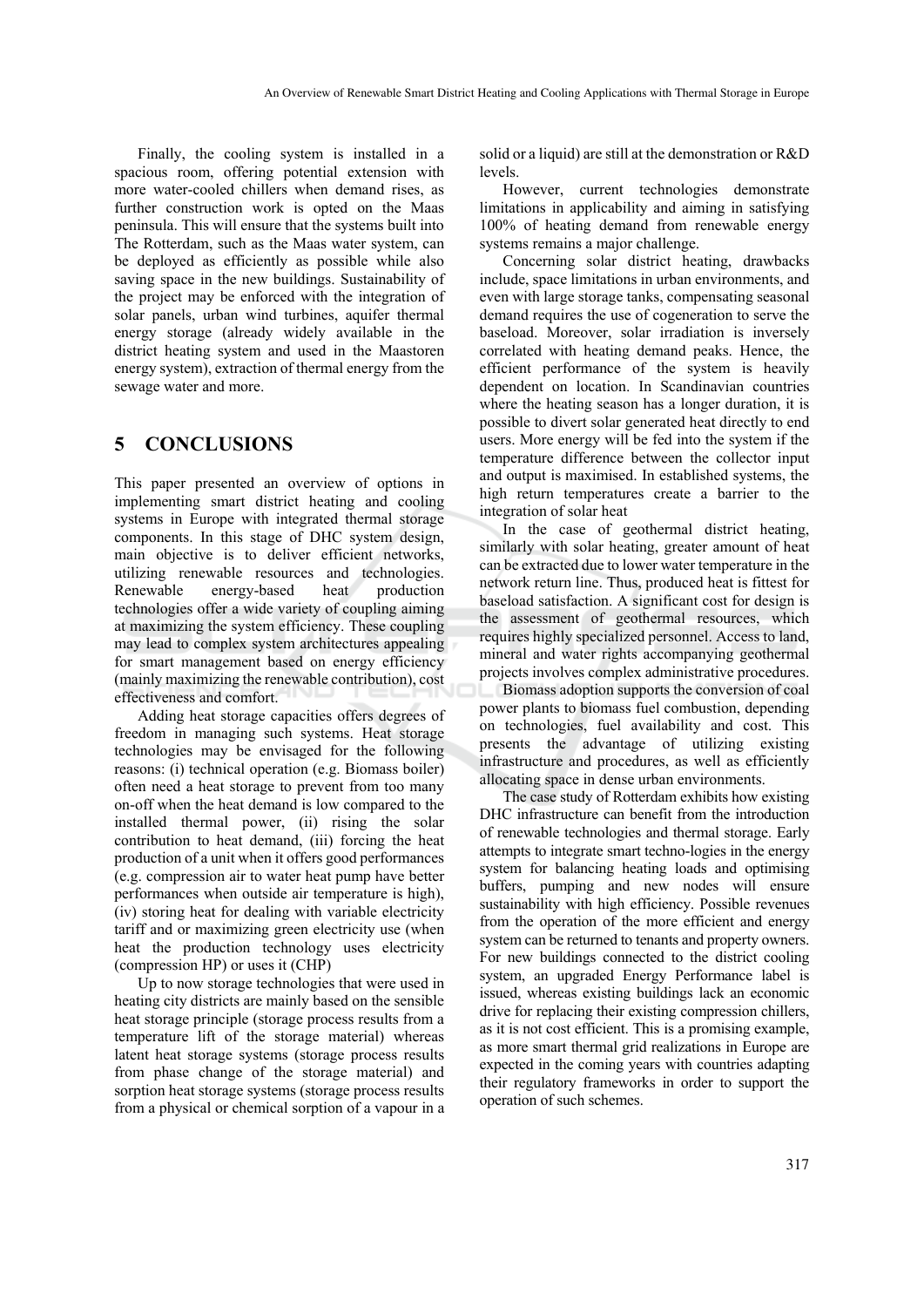Finally, the cooling system is installed in a spacious room, offering potential extension with more water-cooled chillers when demand rises, as further construction work is opted on the Maas peninsula. This will ensure that the systems built into The Rotterdam, such as the Maas water system, can be deployed as efficiently as possible while also saving space in the new buildings. Sustainability of the project may be enforced with the integration of solar panels, urban wind turbines, aquifer thermal energy storage (already widely available in the district heating system and used in the Maastoren energy system), extraction of thermal energy from the sewage water and more.

## 5 CONCLUSIONS

This paper presented an overview of options in implementing smart district heating and cooling systems in Europe with integrated thermal storage components. In this stage of DHC system design, main objective is to deliver efficient networks, utilizing renewable resources and technologies. Renewable energy-based heat production technologies offer a wide variety of coupling aiming at maximizing the system efficiency. These coupling may lead to complex system architectures appealing for smart management based on energy efficiency (mainly maximizing the renewable contribution), cost effectiveness and comfort.

Adding heat storage capacities offers degrees of freedom in managing such systems. Heat storage technologies may be envisaged for the following reasons: (i) technical operation (e.g. Biomass boiler) often need a heat storage to prevent from too many on-off when the heat demand is low compared to the installed thermal power, (ii) rising the solar contribution to heat demand, (iii) forcing the heat production of a unit when it offers good performances (e.g. compression air to water heat pump have better performances when outside air temperature is high), (iv) storing heat for dealing with variable electricity tariff and or maximizing green electricity use (when heat the production technology uses electricity (compression HP) or uses it (CHP)

Up to now storage technologies that were used in heating city districts are mainly based on the sensible heat storage principle (storage process results from a temperature lift of the storage material) whereas latent heat storage systems (storage process results from phase change of the storage material) and sorption heat storage systems (storage process results from a physical or chemical sorption of a vapour in a solid or a liquid) are still at the demonstration or R&D levels.

However, current technologies demonstrate limitations in applicability and aiming in satisfying 100% of heating demand from renewable energy systems remains a major challenge.

Concerning solar district heating, drawbacks include, space limitations in urban environments, and even with large storage tanks, compensating seasonal demand requires the use of cogeneration to serve the baseload. Moreover, solar irradiation is inversely correlated with heating demand peaks. Hence, the efficient performance of the system is heavily dependent on location. In Scandinavian countries where the heating season has a longer duration, it is possible to divert solar generated heat directly to end users. More energy will be fed into the system if the temperature difference between the collector input and output is maximised. In established systems, the high return temperatures create a barrier to the integration of solar heat

In the case of geothermal district heating, similarly with solar heating, greater amount of heat can be extracted due to lower water temperature in the network return line. Thus, produced heat is fittest for baseload satisfaction. A significant cost for design is the assessment of geothermal resources, which requires highly specialized personnel. Access to land, mineral and water rights accompanying geothermal projects involves complex administrative procedures.

Biomass adoption supports the conversion of coal power plants to biomass fuel combustion, depending on technologies, fuel availability and cost. This presents the advantage of utilizing existing infrastructure and procedures, as well as efficiently allocating space in dense urban environments.

The case study of Rotterdam exhibits how existing DHC infrastructure can benefit from the introduction of renewable technologies and thermal storage. Early attempts to integrate smart techno-logies in the energy system for balancing heating loads and optimising buffers, pumping and new nodes will ensure sustainability with high efficiency. Possible revenues from the operation of the more efficient and energy system can be returned to tenants and property owners. For new buildings connected to the district cooling system, an upgraded Energy Performance label is issued, whereas existing buildings lack an economic drive for replacing their existing compression chillers, as it is not cost efficient. This is a promising example, as more smart thermal grid realizations in Europe are expected in the coming years with countries adapting their regulatory frameworks in order to support the operation of such schemes.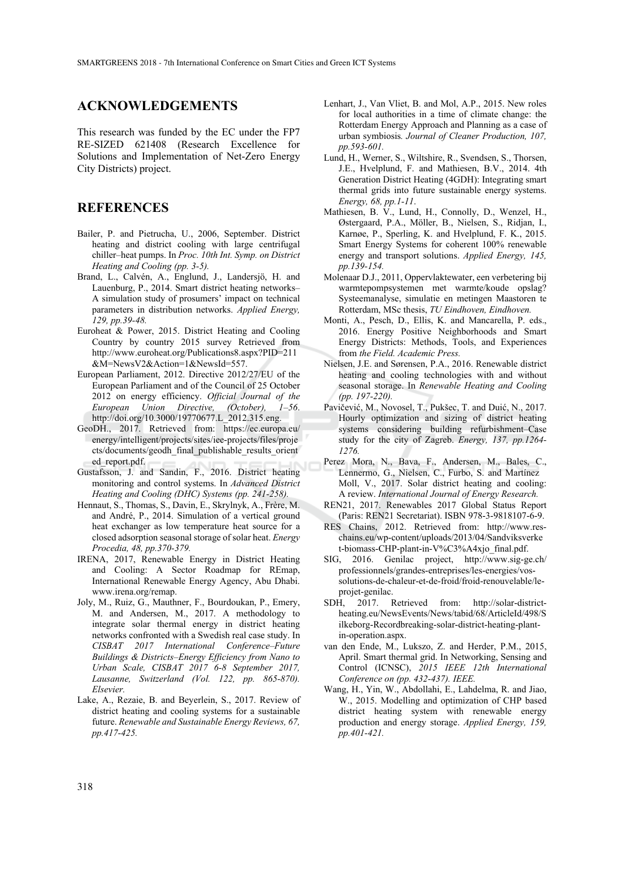## ACKNOWLEDGEMENTS

This research was funded by the EC under the FP7 RE-SIZED 621408 (Research Excellence for Solutions and Implementation of Net-Zero Energy City Districts) project.

## REFERENCES

Bailer, P. and Pietrucha, U., 2006, September. District heating and district cooling with large centrifugal chiller–heat pumps. In *Proc. 10th Int. Symp. on District Heating and Cooling (pp. 3-5).*

Brand, L., Calvén, A., Englund, J., Landersjö, H. and Lauenburg, P., 2014. Smart district heating networks–A simulation study of prosumers' impact on technical parameters in distribution networks. *Applied Energy, 129, pp.39-48.*

Euroheat & Power, 2015. District Heating and Cooling Country by country 2015 survey Retrieved from http://www.euroheat.org/Publications8.aspx?PID=211&M=NewsV2&Action=1&NewsId=557.

European Parliament, 2012. Directive 2012/27/EU of the European Parliament and of the Council of 25 October 2012 on energy efficiency. *Official Journal of the European Union Directive, (October), 1–56*. http://doi.org/10.3000/19770677.L_2012.315.eng.

GeoDH., 2017. Retrieved from: https://ec.europa.eu/energy/intelligent/projects/sites/iee-projects/files/projects/documents/geodh_final_publishable_results_oriented_report.pdf.

Gustafsson, J. and Sandin, F., 2016. District heating monitoring and control systems. In *Advanced District Heating and Cooling (DHC) Systems (pp. 241-258).*

Hennaut, S., Thomas, S., Davin, E., Skrylnyk, A., Frère, M. and André, P., 2014. Simulation of a vertical ground heat exchanger as low temperature heat source for a closed adsorption seasonal storage of solar heat. *Energy Procedia, 48, pp.370-379.*

IRENA, 2017, Renewable Energy in District Heating and Cooling: A Sector Roadmap for REmap, International Renewable Energy Agency, Abu Dhabi. www.irena.org/remap.

Joly, M., Ruiz, G., Mauthner, F., Bourdoukan, P., Emery, M. and Andersen, M., 2017. A methodology to integrate solar thermal energy in district heating networks confronted with a Swedish real case study. In *CISBAT 2017 International Conference–Future Buildings & Districts–Energy Efficiency from Nano to Urban Scale, CISBAT 2017 6-8 September 2017, Lausanne, Switzerland (Vol. 122, pp. 865-870). Elsevier.*

Lake, A., Rezaie, B. and Beyerlein, S., 2017. Review of district heating and cooling systems for a sustainable future. *Renewable and Sustainable Energy Reviews, 67, pp.417-425.*

Lenhart, J., Van Vliet, B. and Mol, A.P., 2015. New roles for local authorities in a time of climate change: the Rotterdam Energy Approach and Planning as a case of urban symbiosis*. Journal of Cleaner Production, 107, pp.593-601.*

Lund, H., Werner, S., Wiltshire, R., Svendsen, S., Thorsen, J.E., Hvelplund, F. and Mathiesen, B.V., 2014. 4th Generation District Heating (4GDH): Integrating smart thermal grids into future sustainable energy systems. *Energy, 68, pp.1-11*.

Mathiesen, B. V., Lund, H., Connolly, D., Wenzel, H., Østergaard, P.A., Möller, B., Nielsen, S., Ridjan, I., Karnøe, P., Sperling, K. and Hvelplund, F. K., 2015. Smart Energy Systems for coherent 100% renewable energy and transport solutions. *Applied Energy, 145, pp.139-154.*

Molenaar D.J., 2011, Oppervlaktewater, een verbetering bij warmtepompsystemen met warmte/koude opslag? Systeemanalyse, simulatie en metingen Maastoren te Rotterdam, MSc thesis, *TU Eindhoven, Eindhoven.*

Monti, A., Pesch, D., Ellis, K. and Mancarella, P. eds., 2016. Energy Positive Neighborhoods and Smart Energy Districts: Methods, Tools, and Experiences from *the Field. Academic Press.*

Nielsen, J.E. and Sørensen, P.A., 2016. Renewable district heating and cooling technologies with and without seasonal storage. In *Renewable Heating and Cooling (pp. 197-220).*

Pavičević, M., Novosel, T., Pukšec, T. and Duić, N., 2017. Hourly optimization and sizing of district heating systems considering building refurbishment–Case study for the city of Zagreb. *Energy, 137, pp.1264-1276.*

Perez Mora, N., Bava, F., Andersen, M., Bales, C., Lennermo, G., Nielsen, C., Furbo, S. and Martínez Moll, V., 2017. Solar district heating and cooling: A review. *International Journal of Energy Research.*

REN21, 2017. Renewables 2017 Global Status Report (Paris: REN21 Secretariat). ISBN 978-3-9818107-6-9.

RES Chains, 2012. Retrieved from: http://www.res-chains.eu/wp-content/uploads/2013/04/Sandviksverket-biomass-CHP-plant-in-V%C3%A4xjo_final.pdf.

SIG, 2016. Genilac project, http://www.sig-ge.ch/professionnels/grandes-entreprises/les-energies/vos-solutions-de-chaleur-et-de-froid/froid-renouvelable/le-projet-genilac.

SDH, 2017. Retrieved from: http://solar-district-heating.eu/NewsEvents/News/tabid/68/ArticleId/498/Silkeborg-Recordbreaking-solar-district-heating-plant-in-operation.aspx.

van den Ende, M., Lukszo, Z. and Herder, P.M., 2015, April. Smart thermal grid. In Networking, Sensing and Control (ICNSC), *2015 IEEE 12th International Conference on (pp. 432-437). IEEE.*

Wang, H., Yin, W., Abdollahi, E., Lahdelma, R. and Jiao, W., 2015. Modelling and optimization of CHP based district heating system with renewable energy production and energy storage. *Applied Energy, 159, pp.401-421.*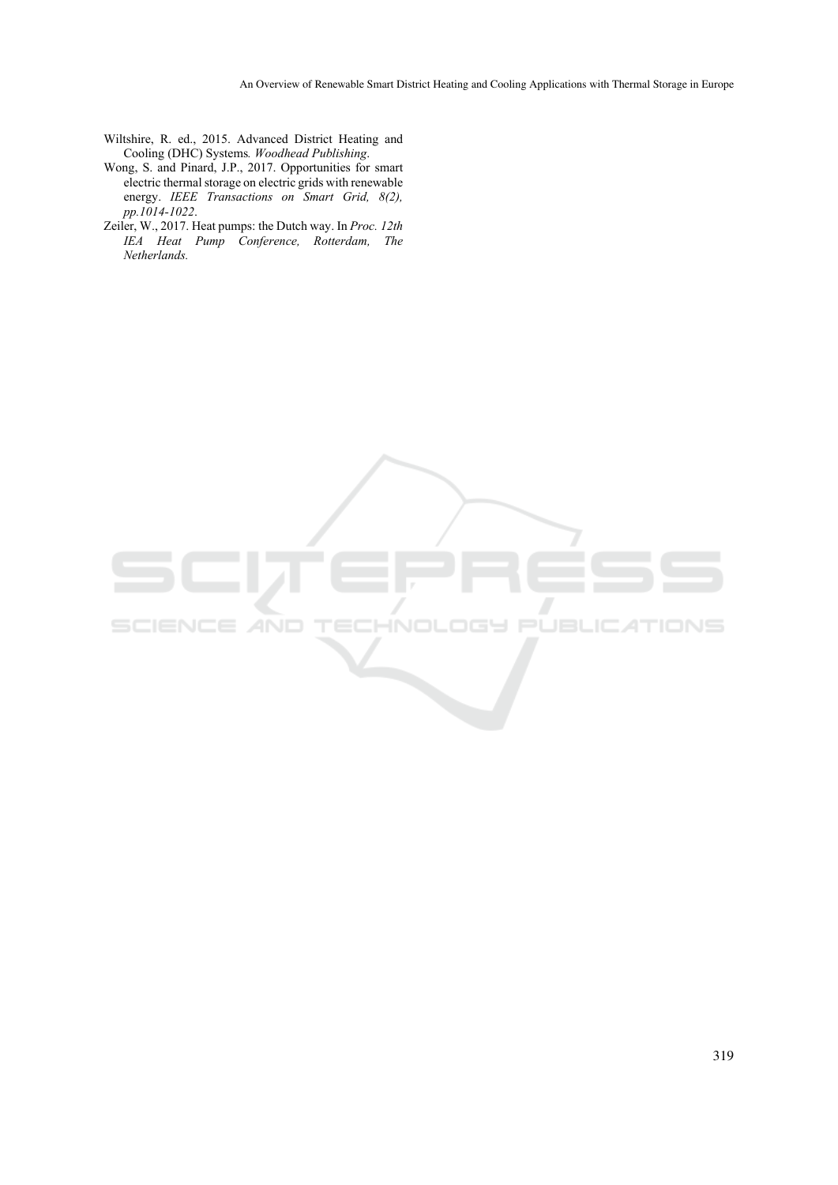Wiltshire, R. ed., 2015. Advanced District Heating and Cooling (DHC) Systems. *Woodhead Publishing*.

Wong, S. and Pinard, J.P., 2017. Opportunities for smart electric thermal storage on electric grids with renewable energy. *IEEE Transactions on Smart Grid, 8(2), pp.1014-1022*.

Zeiler, W., 2017. Heat pumps: the Dutch way. In *Proc. 12th IEA Heat Pump Conference, Rotterdam, The Netherlands.*